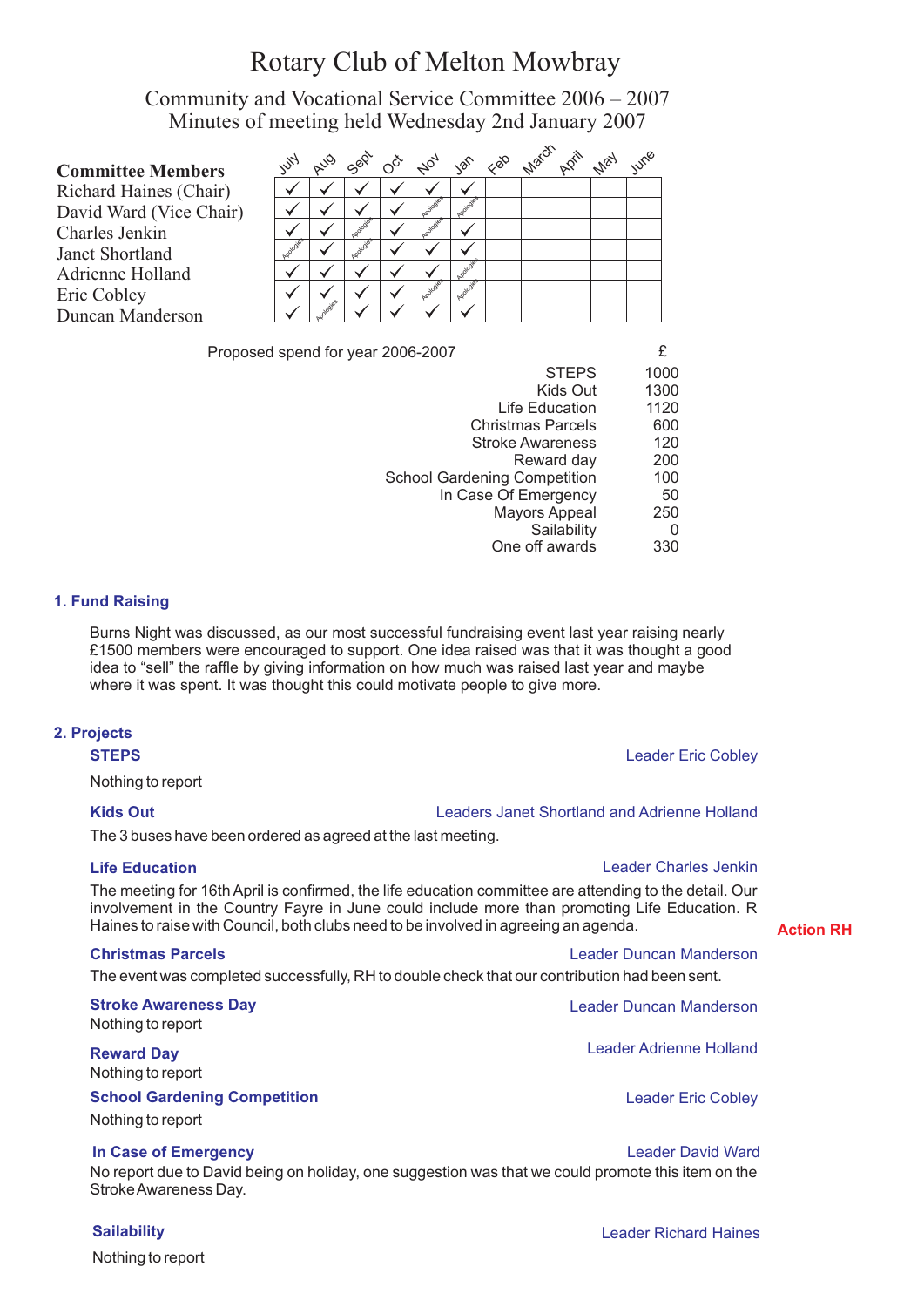# Rotary Club of Melton Mowbray

## Community and Vocational Service Committee 2006 – 2007
## Minutes of meeting held Wednesday 2nd January 2007

| Committee Members | July | Aug | Sept | Oct | Nov | Jan | Feb | March | April | May | June |
|---|---|---|---|---|---|---|---|---|---|---|---|
| Richard Haines (Chair) | ✓ | ✓ | ✓ | ✓ | ✓ | ✓ | | | | | |
| David Ward (Vice Chair) | ✓ | ✓ | ✓ | ✓ | Apologies | Apologies | | | | | |
| Charles Jenkin | ✓ | ✓ | Apologies | ✓ | Apologies | ✓ | | | | | |
| Janet Shortland | Apologies | ✓ | Apologies | ✓ | ✓ | ✓ | | | | | |
| Adrienne Holland | ✓ | ✓ | ✓ | ✓ | ✓ | Apologies | | | | | |
| Eric Cobley | ✓ | ✓ | ✓ | ✓ | Apologies | Apologies | | | | | |
| Duncan Manderson | ✓ | Apologies | ✓ | ✓ | ✓ | ✓ | | | | | |

Proposed spend for year 2006-2007

| | £ |
|---|---|
| STEPS | 1000 |
| Kids Out | 1300 |
| Life Education | 1120 |
| Christmas Parcels | 600 |
| Stroke Awareness | 120 |
| Reward day | 200 |
| School Gardening Competition | 100 |
| In Case Of Emergency | 50 |
| Mayors Appeal | 250 |
| Sailability | 0 |
| One off awards | 330 |

### 1. Fund Raising

Burns Night was discussed, as our most successful fundraising event last year raising nearly £1500 members were encouraged to support. One idea raised was that it was thought a good idea to "sell" the raffle by giving information on how much was raised last year and maybe where it was spent. It was thought this could motivate people to give more.

### 2. Projects

**STEPS** — Leader Eric Cobley

Nothing to report

**Kids Out** — Leaders Janet Shortland and Adrienne Holland

The 3 buses have been ordered as agreed at the last meeting.

**Life Education** — Leader Charles Jenkin

The meeting for 16th April is confirmed, the life education committee are attending to the detail. Our involvement in the Country Fayre in June could include more than promoting Life Education. R Haines to raise with Council, both clubs need to be involved in agreeing an agenda. **Action RH**

**Christmas Parcels** — Leader Duncan Manderson

The event was completed successfully, RH to double check that our contribution had been sent.

**Stroke Awareness Day** — Leader Duncan Manderson

Nothing to report

**Reward Day** — Leader Adrienne Holland

Nothing to report

**School Gardening Competition** — Leader Eric Cobley

Nothing to report

**In Case of Emergency** — Leader David Ward

No report due to David being on holiday, one suggestion was that we could promote this item on the Stroke Awareness Day.

**Sailability** — Leader Richard Haines

Nothing to report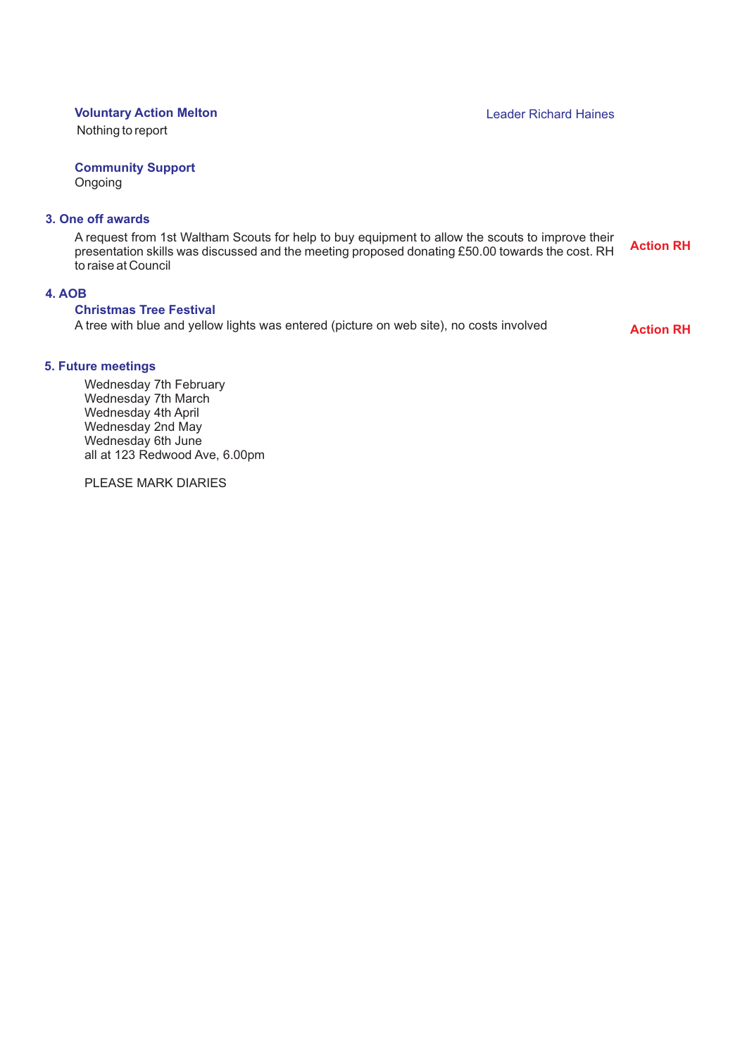**Voluntary Action Melton** — Leader Richard Haines

Nothing to report

**Community Support**

Ongoing

### 3. One off awards

A request from 1st Waltham Scouts for help to buy equipment to allow the scouts to improve their presentation skills was discussed and the meeting proposed donating £50.00 towards the cost. RH to raise at Council — **Action RH**

### 4. AOB

**Christmas Tree Festival**

A tree with blue and yellow lights was entered (picture on web site), no costs involved — **Action RH**

### 5. Future meetings

Wednesday 7th February  
Wednesday 7th March  
Wednesday 4th April  
Wednesday 2nd May  
Wednesday 6th June  
all at 123 Redwood Ave, 6.00pm

PLEASE MARK DIARIES